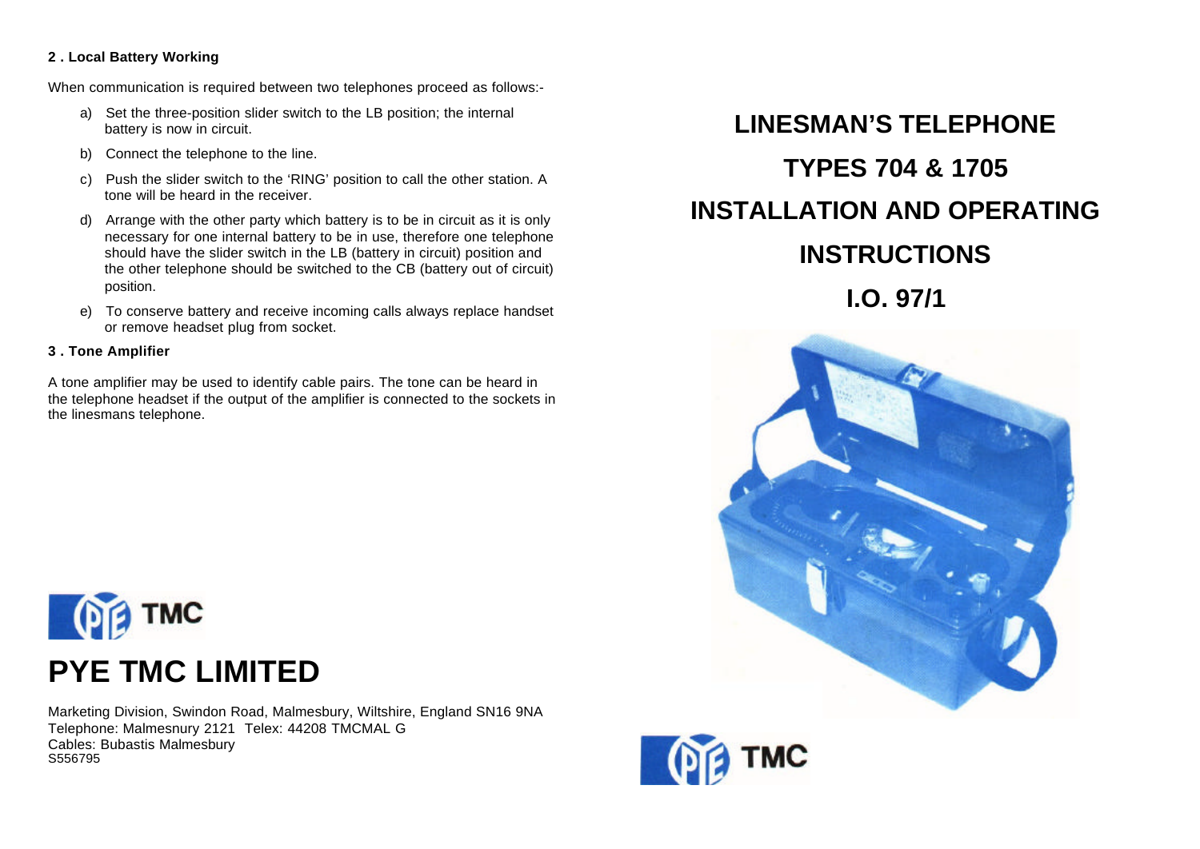## 2 . Local Battery Working

When communication is required between two telephones proceed as follows:-

a) Set the three-position slider switch to the LB position; the internal battery is now in circuit.

b) Connect the telephone to the line.

c) Push the slider switch to the 'RING' position to call the other station. A tone will be heard in the receiver.

d) Arrange with the other party which battery is to be in circuit as it is only necessary for one internal battery to be in use, therefore one telephone should have the slider switch in the LB (battery in circuit) position and the other telephone should be switched to the CB (battery out of circuit) position.

e) To conserve battery and receive incoming calls always replace handset or remove headset plug from socket.

## 3 . Tone Amplifier

A tone amplifier may be used to identify cable pairs. The tone can be heard in the telephone headset if the output of the amplifier is connected to the sockets in the linesmans telephone.

TMC

# PYE TMC LIMITED

Marketing Division, Swindon Road, Malmesbury, Wiltshire, England SN16 9NA
Telephone: Malmesnury 2121 Telex: 44208 TMCMAL G
Cables: Bubastis Malmesbury
S556795

# LINESMAN'S TELEPHONE

# TYPES 704 & 1705

# INSTALLATION AND OPERATING

# INSTRUCTIONS

# I.O. 97/1

TMC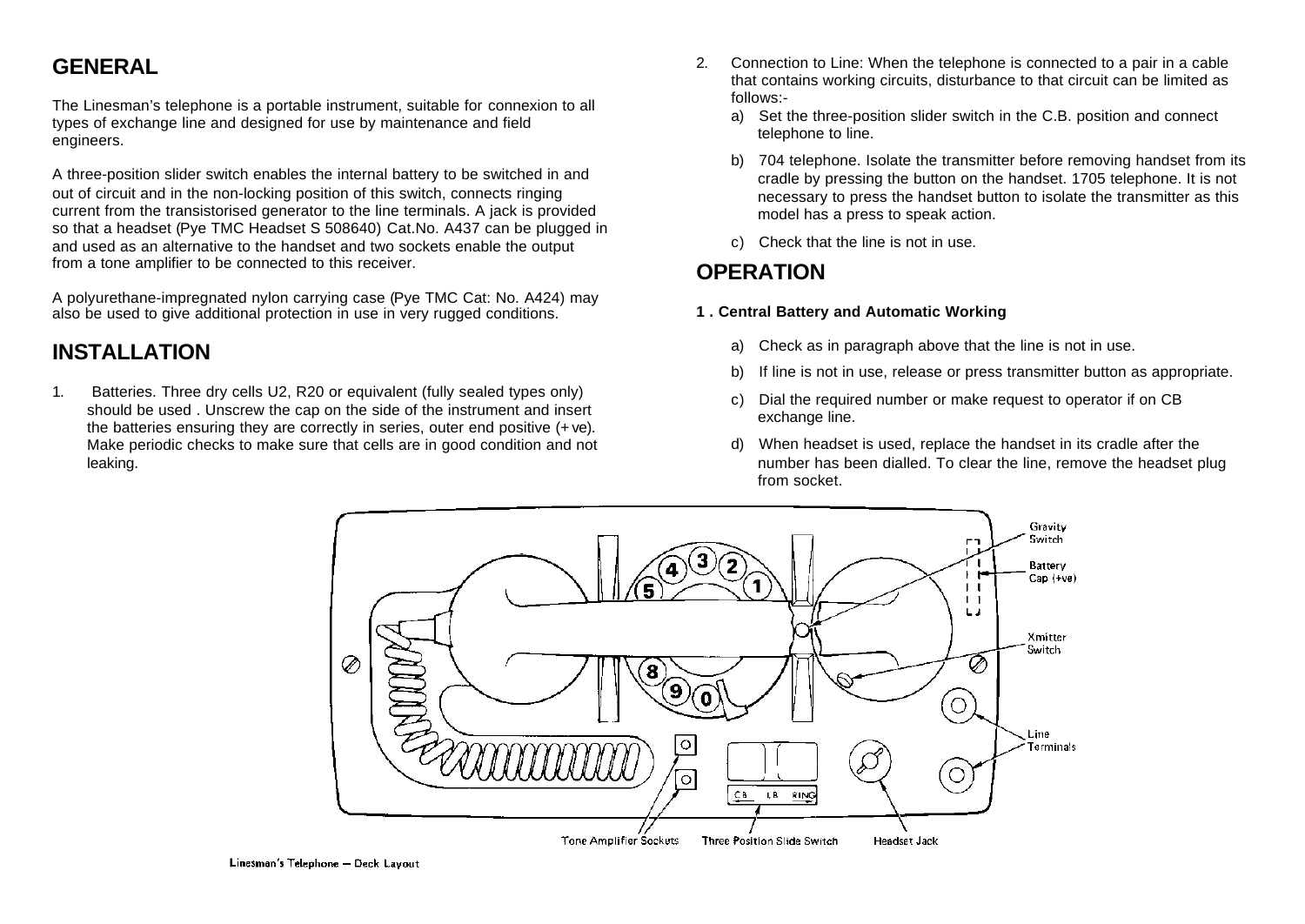## GENERAL

The Linesman's telephone is a portable instrument, suitable for connexion to all types of exchange line and designed for use by maintenance and field engineers.

A three-position slider switch enables the internal battery to be switched in and out of circuit and in the non-locking position of this switch, connects ringing current from the transistorised generator to the line terminals. A jack is provided so that a headset (Pye TMC Headset S 508640) Cat.No. A437 can be plugged in and used as an alternative to the handset and two sockets enable the output from a tone amplifier to be connected to this receiver.

A polyurethane-impregnated nylon carrying case (Pye TMC Cat: No. A424) may also be used to give additional protection in use in very rugged conditions.

## INSTALLATION

1. Batteries. Three dry cells U2, R20 or equivalent (fully sealed types only) should be used . Unscrew the cap on the side of the instrument and insert the batteries ensuring they are correctly in series, outer end positive (+ve). Make periodic checks to make sure that cells are in good condition and not leaking.

2. Connection to Line: When the telephone is connected to a pair in a cable that contains working circuits, disturbance to that circuit can be limited as follows:-
   a) Set the three-position slider switch in the C.B. position and connect telephone to line.
   b) 704 telephone. Isolate the transmitter before removing handset from its cradle by pressing the button on the handset. 1705 telephone. It is not necessary to press the handset button to isolate the transmitter as this model has a press to speak action.
   c) Check that the line is not in use.

## OPERATION

**1 . Central Battery and Automatic Working**

a) Check as in paragraph above that the line is not in use.

b) If line is not in use, release or press transmitter button as appropriate.

c) Dial the required number or make request to operator if on CB exchange line.

d) When headset is used, replace the handset in its cradle after the number has been dialled. To clear the line, remove the headset plug from socket.

Gravity Switch
Battery Cap (+ve)
Xmitter Switch
Line Terminals
CB LB RING
Tone Amplifier Sockets
Three Position Slide Switch
Headset Jack

Linesman's Telephone — Deck Layout